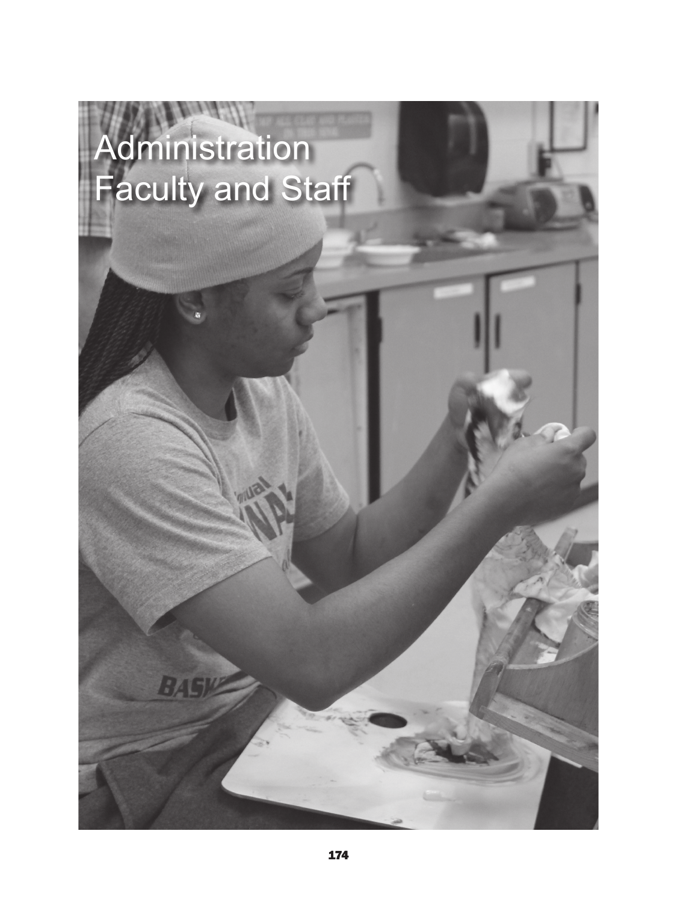# Administration
# Faculty and Staff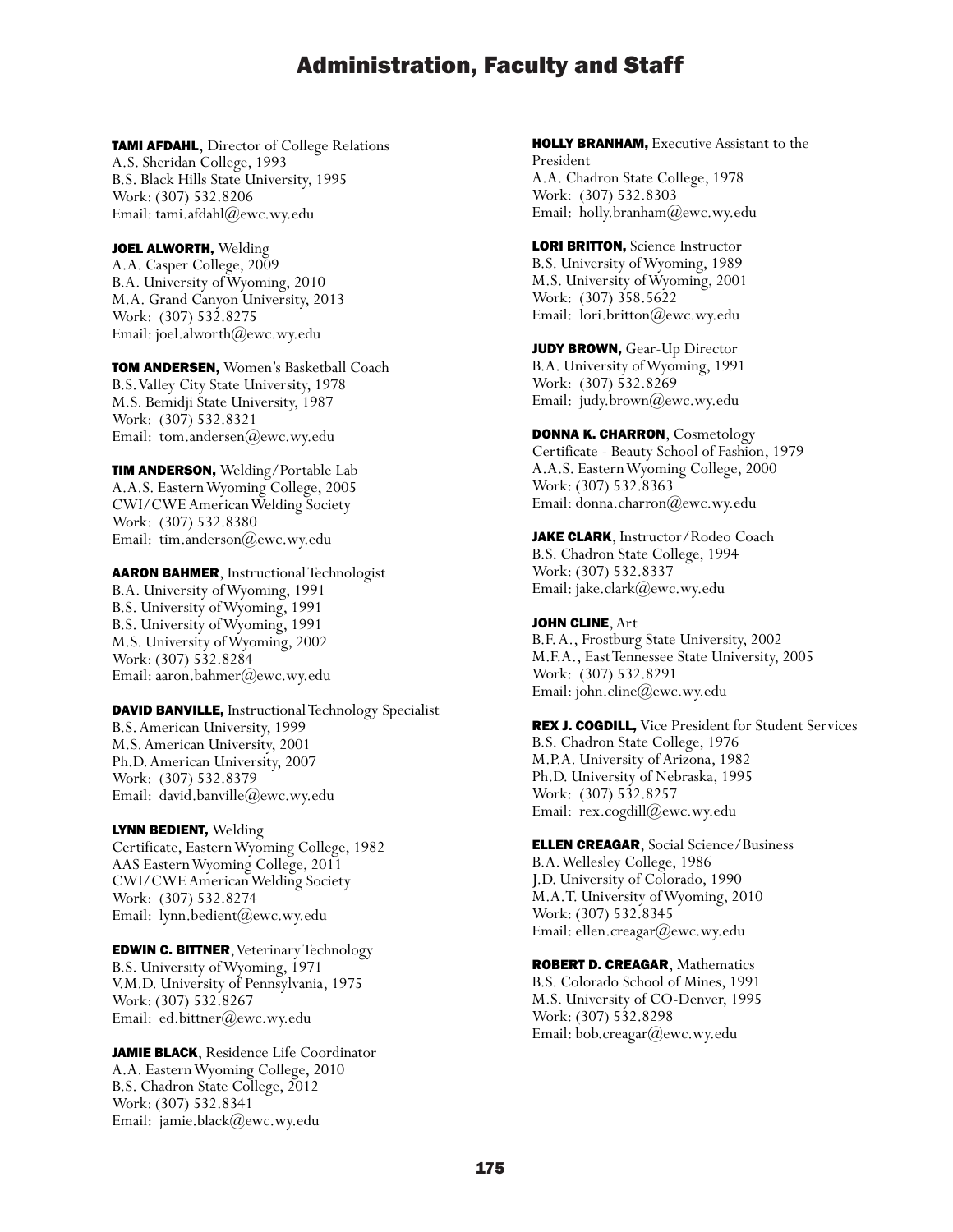# Administration, Faculty and Staff

**TAMI AFDAHL**, Director of College Relations
A.S. Sheridan College, 1993
B.S. Black Hills State University, 1995
Work: (307) 532.8206
Email: tami.afdahl@ewc.wy.edu

**JOEL ALWORTH,** Welding
A.A. Casper College, 2009
B.A. University of Wyoming, 2010
M.A. Grand Canyon University, 2013
Work: (307) 532.8275
Email: joel.alworth@ewc.wy.edu

**TOM ANDERSEN,** Women's Basketball Coach
B.S. Valley City State University, 1978
M.S. Bemidji State University, 1987
Work: (307) 532.8321
Email: tom.andersen@ewc.wy.edu

**TIM ANDERSON,** Welding/Portable Lab
A.A.S. Eastern Wyoming College, 2005
CWI/CWE American Welding Society
Work: (307) 532.8380
Email: tim.anderson@ewc.wy.edu

**AARON BAHMER**, Instructional Technologist
B.A. University of Wyoming, 1991
B.S. University of Wyoming, 1991
B.S. University of Wyoming, 1991
M.S. University of Wyoming, 2002
Work: (307) 532.8284
Email: aaron.bahmer@ewc.wy.edu

**DAVID BANVILLE,** Instructional Technology Specialist
B.S. American University, 1999
M.S. American University, 2001
Ph.D. American University, 2007
Work: (307) 532.8379
Email: david.banville@ewc.wy.edu

**LYNN BEDIENT,** Welding
Certificate, Eastern Wyoming College, 1982
AAS Eastern Wyoming College, 2011
CWI/CWE American Welding Society
Work: (307) 532.8274
Email: lynn.bedient@ewc.wy.edu

**EDWIN C. BITTNER**, Veterinary Technology
B.S. University of Wyoming, 1971
V.M.D. University of Pennsylvania, 1975
Work: (307) 532.8267
Email: ed.bittner@ewc.wy.edu

**JAMIE BLACK**, Residence Life Coordinator
A.A. Eastern Wyoming College, 2010
B.S. Chadron State College, 2012
Work: (307) 532.8341
Email: jamie.black@ewc.wy.edu

**HOLLY BRANHAM,** Executive Assistant to the President
A.A. Chadron State College, 1978
Work: (307) 532.8303
Email: holly.branham@ewc.wy.edu

**LORI BRITTON,** Science Instructor
B.S. University of Wyoming, 1989
M.S. University of Wyoming, 2001
Work: (307) 358.5622
Email: lori.britton@ewc.wy.edu

**JUDY BROWN,** Gear-Up Director
B.A. University of Wyoming, 1991
Work: (307) 532.8269
Email: judy.brown@ewc.wy.edu

**DONNA K. CHARRON**, Cosmetology
Certificate - Beauty School of Fashion, 1979
A.A.S. Eastern Wyoming College, 2000
Work: (307) 532.8363
Email: donna.charron@ewc.wy.edu

**JAKE CLARK**, Instructor/Rodeo Coach
B.S. Chadron State College, 1994
Work: (307) 532.8337
Email: jake.clark@ewc.wy.edu

**JOHN CLINE**, Art
B.F.A., Frostburg State University, 2002
M.F.A., East Tennessee State University, 2005
Work: (307) 532.8291
Email: john.cline@ewc.wy.edu

**REX J. COGDILL,** Vice President for Student Services
B.S. Chadron State College, 1976
M.P.A. University of Arizona, 1982
Ph.D. University of Nebraska, 1995
Work: (307) 532.8257
Email: rex.cogdill@ewc.wy.edu

**ELLEN CREAGAR**, Social Science/Business
B.A. Wellesley College, 1986
J.D. University of Colorado, 1990
M.A.T. University of Wyoming, 2010
Work: (307) 532.8345
Email: ellen.creagar@ewc.wy.edu

**ROBERT D. CREAGAR**, Mathematics
B.S. Colorado School of Mines, 1991
M.S. University of CO-Denver, 1995
Work: (307) 532.8298
Email: bob.creagar@ewc.wy.edu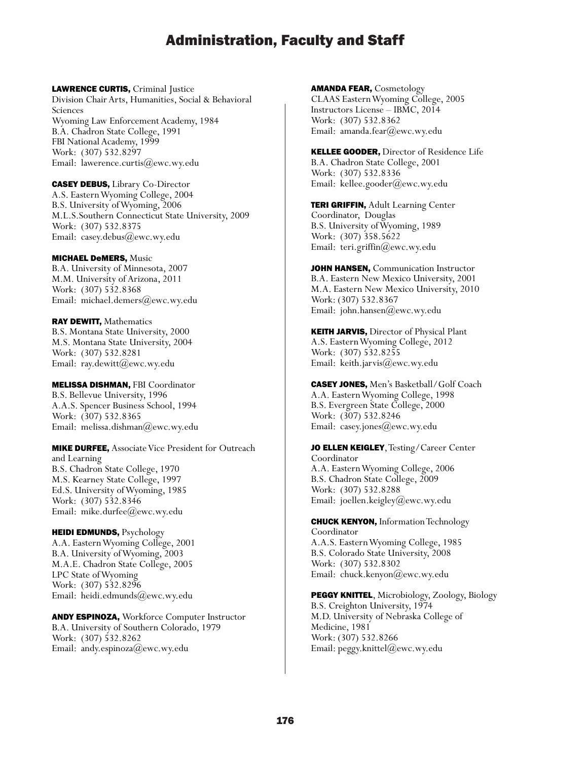# Administration, Faculty and Staff

**LAWRENCE CURTIS,** Criminal Justice
Division Chair Arts, Humanities, Social & Behavioral Sciences
Wyoming Law Enforcement Academy, 1984
B.A. Chadron State College, 1991
FBI National Academy, 1999
Work: (307) 532.8297
Email: lawerence.curtis@ewc.wy.edu

**CASEY DEBUS,** Library Co-Director
A.S. Eastern Wyoming College, 2004
B.S. University of Wyoming, 2006
M.L.S.Southern Connecticut State University, 2009
Work: (307) 532.8375
Email: casey.debus@ewc.wy.edu

**MICHAEL DeMERS,** Music
B.A. University of Minnesota, 2007
M.M. University of Arizona, 2011
Work: (307) 532.8368
Email: michael.demers@ewc.wy.edu

**RAY DEWITT,** Mathematics
B.S. Montana State University, 2000
M.S. Montana State University, 2004
Work: (307) 532.8281
Email: ray.dewitt@ewc.wy.edu

**MELISSA DISHMAN,** FBI Coordinator
B.S. Bellevue University, 1996
A.A.S. Spencer Business School, 1994
Work: (307) 532.8365
Email: melissa.dishman@ewc.wy.edu

**MIKE DURFEE,** Associate Vice President for Outreach and Learning
B.S. Chadron State College, 1970
M.S. Kearney State College, 1997
Ed.S. University of Wyoming, 1985
Work: (307) 532.8346
Email: mike.durfee@ewc.wy.edu

**HEIDI EDMUNDS,** Psychology
A.A. Eastern Wyoming College, 2001
B.A. University of Wyoming, 2003
M.A.E. Chadron State College, 2005
LPC State of Wyoming
Work: (307) 532.8296
Email: heidi.edmunds@ewc.wy.edu

**ANDY ESPINOZA,** Workforce Computer Instructor
B.A. University of Southern Colorado, 1979
Work: (307) 532.8262
Email: andy.espinoza@ewc.wy.edu

**AMANDA FEAR,** Cosmetology
CLAAS Eastern Wyoming College, 2005
Instructors License – IBMC, 2014
Work: (307) 532.8362
Email: amanda.fear@ewc.wy.edu

**KELLEE GOODER,** Director of Residence Life
B.A. Chadron State College, 2001
Work: (307) 532.8336
Email: kellee.gooder@ewc.wy.edu

**TERI GRIFFIN,** Adult Learning Center Coordinator, Douglas
B.S. University of Wyoming, 1989
Work: (307) 358.5622
Email: teri.griffin@ewc.wy.edu

**JOHN HANSEN,** Communication Instructor
B.A. Eastern New Mexico University, 2001
M.A. Eastern New Mexico University, 2010
Work: (307) 532.8367
Email: john.hansen@ewc.wy.edu

**KEITH JARVIS,** Director of Physical Plant
A.S. Eastern Wyoming College, 2012
Work: (307) 532.8255
Email: keith.jarvis@ewc.wy.edu

**CASEY JONES,** Men's Basketball/Golf Coach
A.A. Eastern Wyoming College, 1998
B.S. Evergreen State College, 2000
Work: (307) 532.8246
Email: casey.jones@ewc.wy.edu

**JO ELLEN KEIGLEY**, Testing/Career Center Coordinator
A.A. Eastern Wyoming College, 2006
B.S. Chadron State College, 2009
Work: (307) 532.8288
Email: joellen.keigley@ewc.wy.edu

**CHUCK KENYON,** Information Technology Coordinator
A.A.S. Eastern Wyoming College, 1985
B.S. Colorado State University, 2008
Work: (307) 532.8302
Email: chuck.kenyon@ewc.wy.edu

**PEGGY KNITTEL**, Microbiology, Zoology, Biology
B.S. Creighton University, 1974
M.D. University of Nebraska College of Medicine, 1981
Work: (307) 532.8266
Email: peggy.knittel@ewc.wy.edu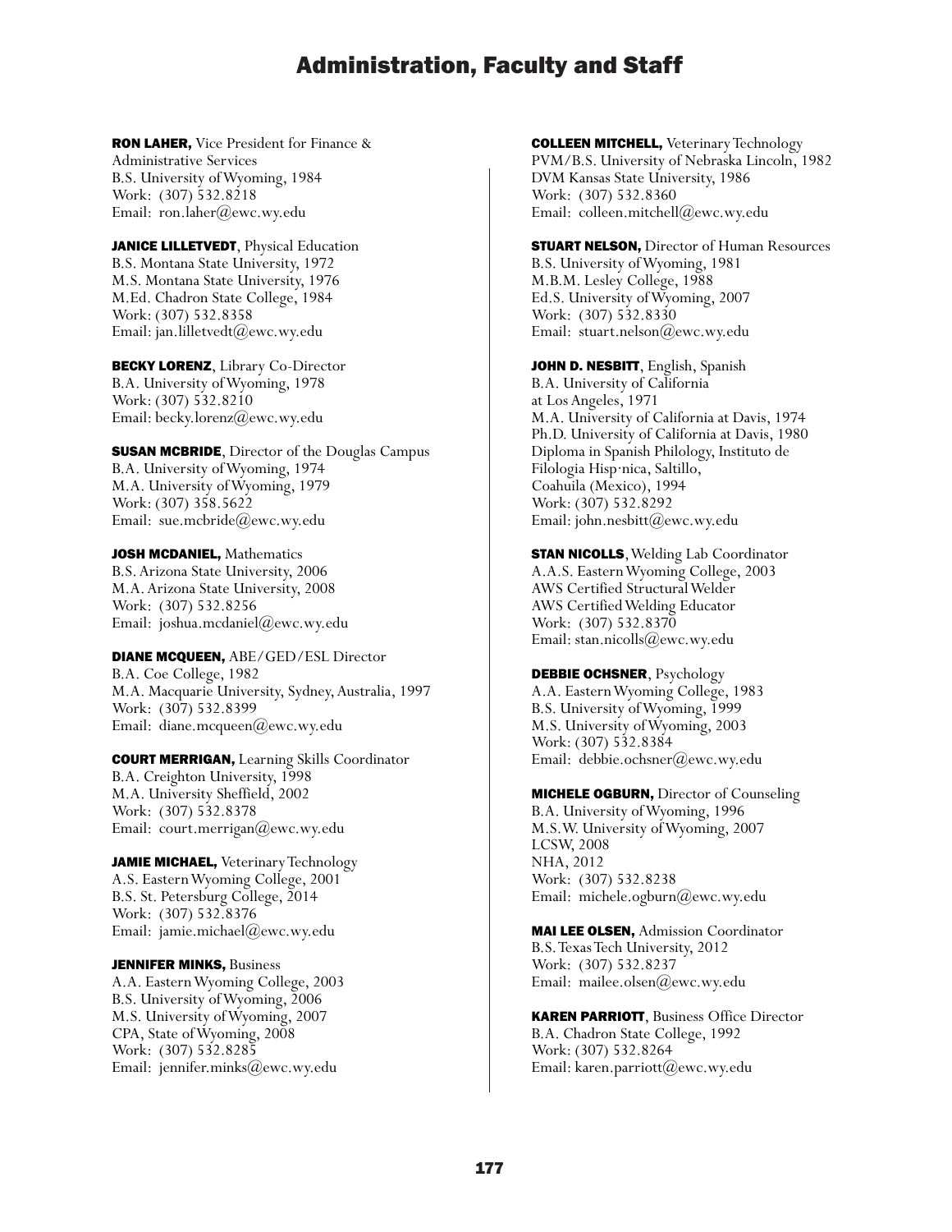# Administration, Faculty and Staff

**RON LAHER,** Vice President for Finance & Administrative Services
B.S. University of Wyoming, 1984
Work: (307) 532.8218
Email: ron.laher@ewc.wy.edu

**JANICE LILLETVEDT**, Physical Education
B.S. Montana State University, 1972
M.S. Montana State University, 1976
M.Ed. Chadron State College, 1984
Work: (307) 532.8358
Email: jan.lilletvedt@ewc.wy.edu

**BECKY LORENZ**, Library Co-Director
B.A. University of Wyoming, 1978
Work: (307) 532.8210
Email: becky.lorenz@ewc.wy.edu

**SUSAN MCBRIDE**, Director of the Douglas Campus
B.A. University of Wyoming, 1974
M.A. University of Wyoming, 1979
Work: (307) 358.5622
Email: sue.mcbride@ewc.wy.edu

**JOSH MCDANIEL,** Mathematics
B.S. Arizona State University, 2006
M.A. Arizona State University, 2008
Work: (307) 532.8256
Email: joshua.mcdaniel@ewc.wy.edu

**DIANE MCQUEEN,** ABE/GED/ESL Director
B.A. Coe College, 1982
M.A. Macquarie University, Sydney, Australia, 1997
Work: (307) 532.8399
Email: diane.mcqueen@ewc.wy.edu

**COURT MERRIGAN,** Learning Skills Coordinator
B.A. Creighton University, 1998
M.A. University Sheffield, 2002
Work: (307) 532.8378
Email: court.merrigan@ewc.wy.edu

**JAMIE MICHAEL,** Veterinary Technology
A.S. Eastern Wyoming College, 2001
B.S. St. Petersburg College, 2014
Work: (307) 532.8376
Email: jamie.michael@ewc.wy.edu

**JENNIFER MINKS,** Business
A.A. Eastern Wyoming College, 2003
B.S. University of Wyoming, 2006
M.S. University of Wyoming, 2007
CPA, State of Wyoming, 2008
Work: (307) 532.8285
Email: jennifer.minks@ewc.wy.edu

**COLLEEN MITCHELL,** Veterinary Technology
PVM/B.S. University of Nebraska Lincoln, 1982
DVM Kansas State University, 1986
Work: (307) 532.8360
Email: colleen.mitchell@ewc.wy.edu

**STUART NELSON,** Director of Human Resources
B.S. University of Wyoming, 1981
M.B.M. Lesley College, 1988
Ed.S. University of Wyoming, 2007
Work: (307) 532.8330
Email: stuart.nelson@ewc.wy.edu

**JOHN D. NESBITT**, English, Spanish
B.A. University of California at Los Angeles, 1971
M.A. University of California at Davis, 1974
Ph.D. University of California at Davis, 1980
Diploma in Spanish Philology, Instituto de Filologia Hisp·nica, Saltillo, Coahuila (Mexico), 1994
Work: (307) 532.8292
Email: john.nesbitt@ewc.wy.edu

**STAN NICOLLS**, Welding Lab Coordinator
A.A.S. Eastern Wyoming College, 2003
AWS Certified Structural Welder
AWS Certified Welding Educator
Work: (307) 532.8370
Email: stan.nicolls@ewc.wy.edu

**DEBBIE OCHSNER**, Psychology
A.A. Eastern Wyoming College, 1983
B.S. University of Wyoming, 1999
M.S. University of Wyoming, 2003
Work: (307) 532.8384
Email: debbie.ochsner@ewc.wy.edu

**MICHELE OGBURN,** Director of Counseling
B.A. University of Wyoming, 1996
M.S.W. University of Wyoming, 2007
LCSW, 2008
NHA, 2012
Work: (307) 532.8238
Email: michele.ogburn@ewc.wy.edu

**MAI LEE OLSEN,** Admission Coordinator
B.S. Texas Tech University, 2012
Work: (307) 532.8237
Email: mailee.olsen@ewc.wy.edu

**KAREN PARRIOTT**, Business Office Director
B.A. Chadron State College, 1992
Work: (307) 532.8264
Email: karen.parriott@ewc.wy.edu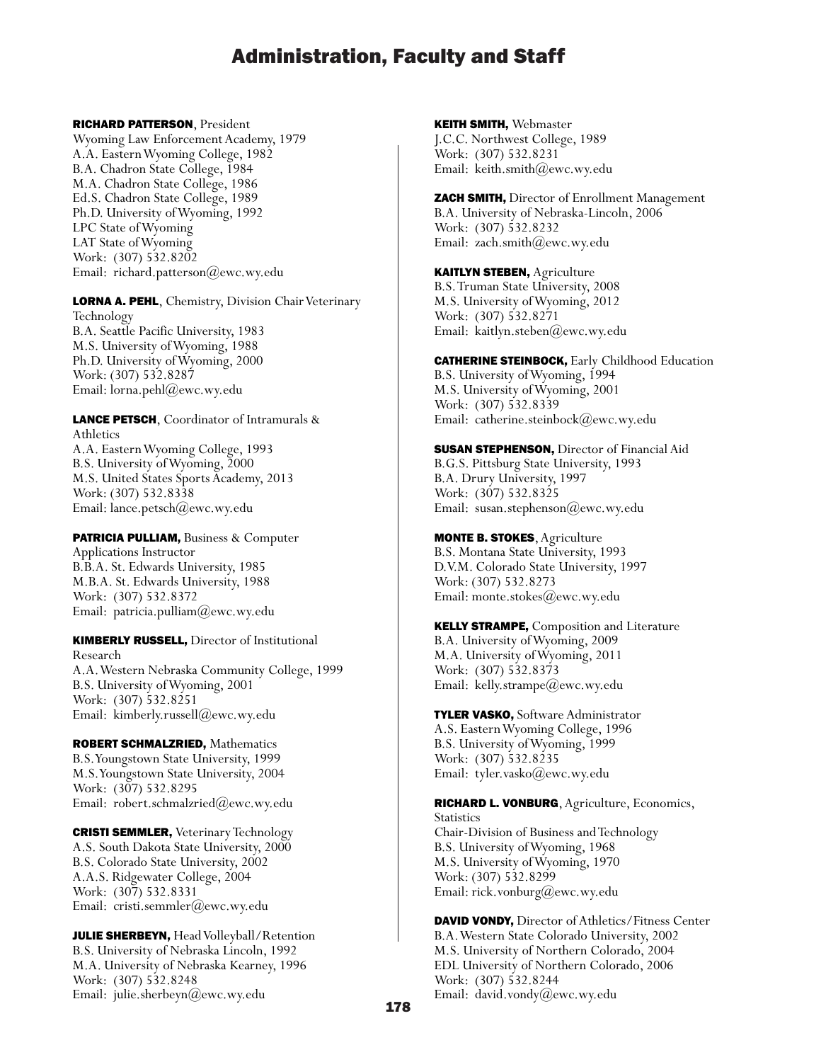# Administration, Faculty and Staff

**RICHARD PATTERSON**, President
Wyoming Law Enforcement Academy, 1979
A.A. Eastern Wyoming College, 1982
B.A. Chadron State College, 1984
M.A. Chadron State College, 1986
Ed.S. Chadron State College, 1989
Ph.D. University of Wyoming, 1992
LPC State of Wyoming
LAT State of Wyoming
Work: (307) 532.8202
Email: richard.patterson@ewc.wy.edu

**LORNA A. PEHL**, Chemistry, Division Chair Veterinary Technology
B.A. Seattle Pacific University, 1983
M.S. University of Wyoming, 1988
Ph.D. University of Wyoming, 2000
Work: (307) 532.8287
Email: lorna.pehl@ewc.wy.edu

**LANCE PETSCH**, Coordinator of Intramurals & Athletics
A.A. Eastern Wyoming College, 1993
B.S. University of Wyoming, 2000
M.S. United States Sports Academy, 2013
Work: (307) 532.8338
Email: lance.petsch@ewc.wy.edu

**PATRICIA PULLIAM,** Business & Computer Applications Instructor
B.B.A. St. Edwards University, 1985
M.B.A. St. Edwards University, 1988
Work: (307) 532.8372
Email: patricia.pulliam@ewc.wy.edu

**KIMBERLY RUSSELL,** Director of Institutional Research
A.A. Western Nebraska Community College, 1999
B.S. University of Wyoming, 2001
Work: (307) 532.8251
Email: kimberly.russell@ewc.wy.edu

**ROBERT SCHMALZRIED,** Mathematics
B.S. Youngstown State University, 1999
M.S. Youngstown State University, 2004
Work: (307) 532.8295
Email: robert.schmalzried@ewc.wy.edu

**CRISTI SEMMLER,** Veterinary Technology
A.S. South Dakota State University, 2000
B.S. Colorado State University, 2002
A.A.S. Ridgewater College, 2004
Work: (307) 532.8331
Email: cristi.semmler@ewc.wy.edu

**JULIE SHERBEYN,** Head Volleyball/Retention
B.S. University of Nebraska Lincoln, 1992
M.A. University of Nebraska Kearney, 1996
Work: (307) 532.8248
Email: julie.sherbeyn@ewc.wy.edu

**KEITH SMITH,** Webmaster
J.C.C. Northwest College, 1989
Work: (307) 532.8231
Email: keith.smith@ewc.wy.edu

**ZACH SMITH,** Director of Enrollment Management
B.A. University of Nebraska-Lincoln, 2006
Work: (307) 532.8232
Email: zach.smith@ewc.wy.edu

**KAITLYN STEBEN,** Agriculture
B.S. Truman State University, 2008
M.S. University of Wyoming, 2012
Work: (307) 532.8271
Email: kaitlyn.steben@ewc.wy.edu

**CATHERINE STEINBOCK,** Early Childhood Education
B.S. University of Wyoming, 1994
M.S. University of Wyoming, 2001
Work: (307) 532.8339
Email: catherine.steinbock@ewc.wy.edu

**SUSAN STEPHENSON,** Director of Financial Aid
B.G.S. Pittsburg State University, 1993
B.A. Drury University, 1997
Work: (307) 532.8325
Email: susan.stephenson@ewc.wy.edu

**MONTE B. STOKES**, Agriculture
B.S. Montana State University, 1993
D.V.M. Colorado State University, 1997
Work: (307) 532.8273
Email: monte.stokes@ewc.wy.edu

**KELLY STRAMPE,** Composition and Literature
B.A. University of Wyoming, 2009
M.A. University of Wyoming, 2011
Work: (307) 532.8373
Email: kelly.strampe@ewc.wy.edu

**TYLER VASKO,** Software Administrator
A.S. Eastern Wyoming College, 1996
B.S. University of Wyoming, 1999
Work: (307) 532.8235
Email: tyler.vasko@ewc.wy.edu

**RICHARD L. VONBURG**, Agriculture, Economics, Statistics
Chair-Division of Business and Technology
B.S. University of Wyoming, 1968
M.S. University of Wyoming, 1970
Work: (307) 532.8299
Email: rick.vonburg@ewc.wy.edu

**DAVID VONDY,** Director of Athletics/Fitness Center
B.A. Western State Colorado University, 2002
M.S. University of Northern Colorado, 2004
EDL University of Northern Colorado, 2006
Work: (307) 532.8244
Email: david.vondy@ewc.wy.edu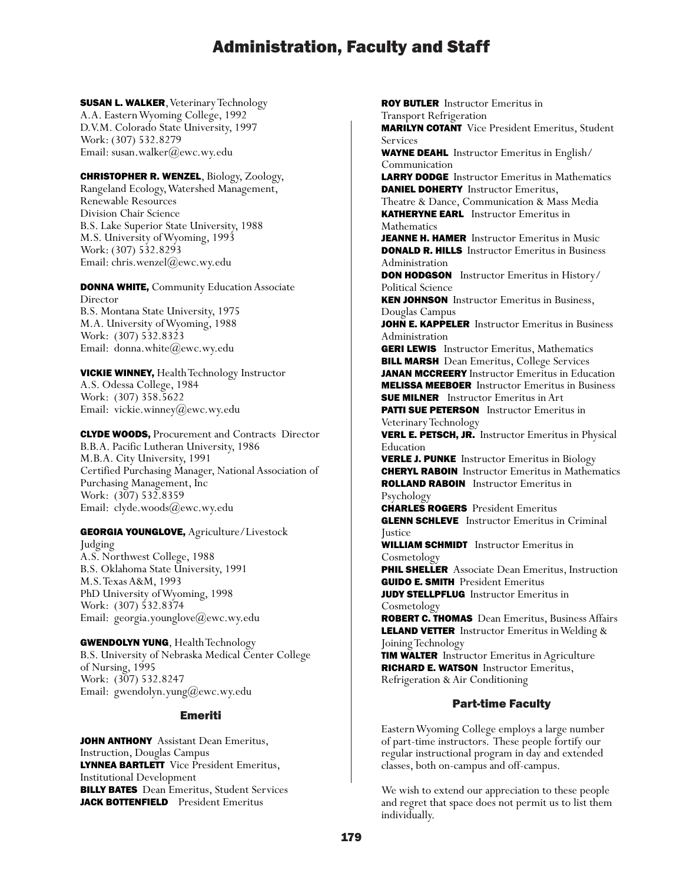**SUSAN L. WALKER**, Veterinary Technology
A.A. Eastern Wyoming College, 1992
D.V.M. Colorado State University, 1997
Work: (307) 532.8279
Email: susan.walker@ewc.wy.edu

**CHRISTOPHER R. WENZEL**, Biology, Zoology, Rangeland Ecology, Watershed Management, Renewable Resources
Division Chair Science
B.S. Lake Superior State University, 1988
M.S. University of Wyoming, 1993
Work: (307) 532.8293
Email: chris.wenzel@ewc.wy.edu

**DONNA WHITE,** Community Education Associate Director
B.S. Montana State University, 1975
M.A. University of Wyoming, 1988
Work: (307) 532.8323
Email: donna.white@ewc.wy.edu

**VICKIE WINNEY,** Health Technology Instructor
A.S. Odessa College, 1984
Work: (307) 358.5622
Email: vickie.winney@ewc.wy.edu

**CLYDE WOODS,** Procurement and Contracts Director
B.B.A. Pacific Lutheran University, 1986
M.B.A. City University, 1991
Certified Purchasing Manager, National Association of Purchasing Management, Inc
Work: (307) 532.8359
Email: clyde.woods@ewc.wy.edu

**GEORGIA YOUNGLOVE,** Agriculture/Livestock Judging
A.S. Northwest College, 1988
B.S. Oklahoma State University, 1991
M.S. Texas A&M, 1993
PhD University of Wyoming, 1998
Work: (307) 532.8374
Email: georgia.younglove@ewc.wy.edu

**GWENDOLYN YUNG**, Health Technology
B.S. University of Nebraska Medical Center College of Nursing, 1995
Work: (307) 532.8247
Email: gwendolyn.yung@ewc.wy.edu

## Emeriti

**JOHN ANTHONY** Assistant Dean Emeritus, Instruction, Douglas Campus
**LYNNEA BARTLETT** Vice President Emeritus, Institutional Development
**BILLY BATES** Dean Emeritus, Student Services
**JACK BOTTENFIELD** President Emeritus
**ROY BUTLER** Instructor Emeritus in Transport Refrigeration
**MARILYN COTANT** Vice President Emeritus, Student Services
**WAYNE DEAHL** Instructor Emeritus in English/Communication
**LARRY DODGE** Instructor Emeritus in Mathematics
**DANIEL DOHERTY** Instructor Emeritus, Theatre & Dance, Communication & Mass Media
**KATHERYNE EARL** Instructor Emeritus in Mathematics
**JEANNE H. HAMER** Instructor Emeritus in Music
**DONALD R. HILLS** Instructor Emeritus in Business Administration
**DON HODGSON** Instructor Emeritus in History/Political Science
**KEN JOHNSON** Instructor Emeritus in Business, Douglas Campus
**JOHN E. KAPPELER** Instructor Emeritus in Business Administration
**GERI LEWIS** Instructor Emeritus, Mathematics
**BILL MARSH** Dean Emeritus, College Services
**JANAN MCCREERY** Instructor Emeritus in Education
**MELISSA MEEBOER** Instructor Emeritus in Business
**SUE MILNER** Instructor Emeritus in Art
**PATTI SUE PETERSON** Instructor Emeritus in Veterinary Technology
**VERL E. PETSCH, JR.** Instructor Emeritus in Physical Education
**VERLE J. PUNKE** Instructor Emeritus in Biology
**CHERYL RABOIN** Instructor Emeritus in Mathematics
**ROLLAND RABOIN** Instructor Emeritus in Psychology
**CHARLES ROGERS** President Emeritus
**GLENN SCHLEVE** Instructor Emeritus in Criminal Justice
**WILLIAM SCHMIDT** Instructor Emeritus in Cosmetology
**PHIL SHELLER** Associate Dean Emeritus, Instruction
**GUIDO E. SMITH** President Emeritus
**JUDY STELLPFLUG** Instructor Emeritus in Cosmetology
**ROBERT C. THOMAS** Dean Emeritus, Business Affairs
**LELAND VETTER** Instructor Emeritus in Welding & Joining Technology
**TIM WALTER** Instructor Emeritus in Agriculture
**RICHARD E. WATSON** Instructor Emeritus, Refrigeration & Air Conditioning

## Part-time Faculty

Eastern Wyoming College employs a large number of part-time instructors. These people fortify our regular instructional program in day and extended classes, both on-campus and off-campus.

We wish to extend our appreciation to these people and regret that space does not permit us to list them individually.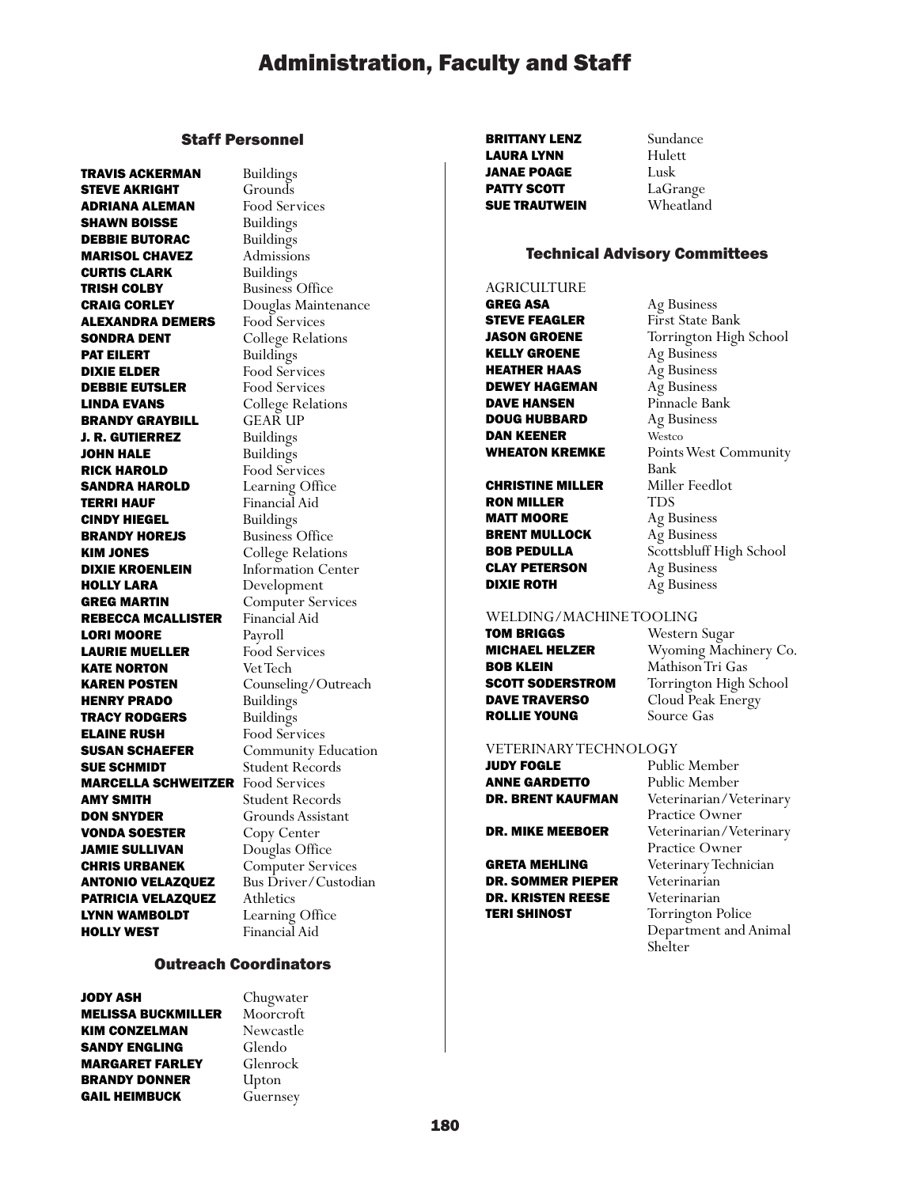# Administration, Faculty and Staff

## Staff Personnel

| | |
|---|---|
| **TRAVIS ACKERMAN** | Buildings |
| **STEVE AKRIGHT** | Grounds |
| **ADRIANA ALEMAN** | Food Services |
| **SHAWN BOISSE** | Buildings |
| **DEBBIE BUTORAC** | Buildings |
| **MARISOL CHAVEZ** | Admissions |
| **CURTIS CLARK** | Buildings |
| **TRISH COLBY** | Business Office |
| **CRAIG CORLEY** | Douglas Maintenance |
| **ALEXANDRA DEMERS** | Food Services |
| **SONDRA DENT** | College Relations |
| **PAT EILERT** | Buildings |
| **DIXIE ELDER** | Food Services |
| **DEBBIE EUTSLER** | Food Services |
| **LINDA EVANS** | College Relations |
| **BRANDY GRAYBILL** | GEAR UP |
| **J. R. GUTIERREZ** | Buildings |
| **JOHN HALE** | Buildings |
| **RICK HAROLD** | Food Services |
| **SANDRA HAROLD** | Learning Office |
| **TERRI HAUF** | Financial Aid |
| **CINDY HIEGEL** | Buildings |
| **BRANDY HOREJS** | Business Office |
| **KIM JONES** | College Relations |
| **DIXIE KROENLEIN** | Information Center |
| **HOLLY LARA** | Development |
| **GREG MARTIN** | Computer Services |
| **REBECCA MCALLISTER** | Financial Aid |
| **LORI MOORE** | Payroll |
| **LAURIE MUELLER** | Food Services |
| **KATE NORTON** | Vet Tech |
| **KAREN POSTEN** | Counseling/Outreach |
| **HENRY PRADO** | Buildings |
| **TRACY RODGERS** | Buildings |
| **ELAINE RUSH** | Food Services |
| **SUSAN SCHAEFER** | Community Education |
| **SUE SCHMIDT** | Student Records |
| **MARCELLA SCHWEITZER** | Food Services |
| **AMY SMITH** | Student Records |
| **DON SNYDER** | Grounds Assistant |
| **VONDA SOESTER** | Copy Center |
| **JAMIE SULLIVAN** | Douglas Office |
| **CHRIS URBANEK** | Computer Services |
| **ANTONIO VELAZQUEZ** | Bus Driver/Custodian |
| **PATRICIA VELAZQUEZ** | Athletics |
| **LYNN WAMBOLDT** | Learning Office |
| **HOLLY WEST** | Financial Aid |

## Outreach Coordinators

| | |
|---|---|
| **JODY ASH** | Chugwater |
| **MELISSA BUCKMILLER** | Moorcroft |
| **KIM CONZELMAN** | Newcastle |
| **SANDY ENGLING** | Glendo |
| **MARGARET FARLEY** | Glenrock |
| **BRANDY DONNER** | Upton |
| **GAIL HEIMBUCK** | Guernsey |
| **BRITTANY LENZ** | Sundance |
| **LAURA LYNN** | Hulett |
| **JANAE POAGE** | Lusk |
| **PATTY SCOTT** | LaGrange |
| **SUE TRAUTWEIN** | Wheatland |

## Technical Advisory Committees

AGRICULTURE

| | |
|---|---|
| **GREG ASA** | Ag Business |
| **STEVE FEAGLER** | First State Bank |
| **JASON GROENE** | Torrington High School |
| **KELLY GROENE** | Ag Business |
| **HEATHER HAAS** | Ag Business |
| **DEWEY HAGEMAN** | Ag Business |
| **DAVE HANSEN** | Pinnacle Bank |
| **DOUG HUBBARD** | Ag Business |
| **DAN KEENER** | Westco |
| **WHEATON KREMKE** | Points West Community Bank |
| **CHRISTINE MILLER** | Miller Feedlot |
| **RON MILLER** | TDS |
| **MATT MOORE** | Ag Business |
| **BRENT MULLOCK** | Ag Business |
| **BOB PEDULLA** | Scottsbluff High School |
| **CLAY PETERSON** | Ag Business |
| **DIXIE ROTH** | Ag Business |

WELDING/MACHINE TOOLING

| | |
|---|---|
| **TOM BRIGGS** | Western Sugar |
| **MICHAEL HELZER** | Wyoming Machinery Co. |
| **BOB KLEIN** | Mathison Tri Gas |
| **SCOTT SODERSTROM** | Torrington High School |
| **DAVE TRAVERSO** | Cloud Peak Energy |
| **ROLLIE YOUNG** | Source Gas |

VETERINARY TECHNOLOGY

| | |
|---|---|
| **JUDY FOGLE** | Public Member |
| **ANNE GARDETTO** | Public Member |
| **DR. BRENT KAUFMAN** | Veterinarian/Veterinary Practice Owner |
| **DR. MIKE MEEBOER** | Veterinarian/Veterinary Practice Owner |
| **GRETA MEHLING** | Veterinary Technician |
| **DR. SOMMER PIEPER** | Veterinarian |
| **DR. KRISTEN REESE** | Veterinarian |
| **TERI SHINOST** | Torrington Police Department and Animal Shelter |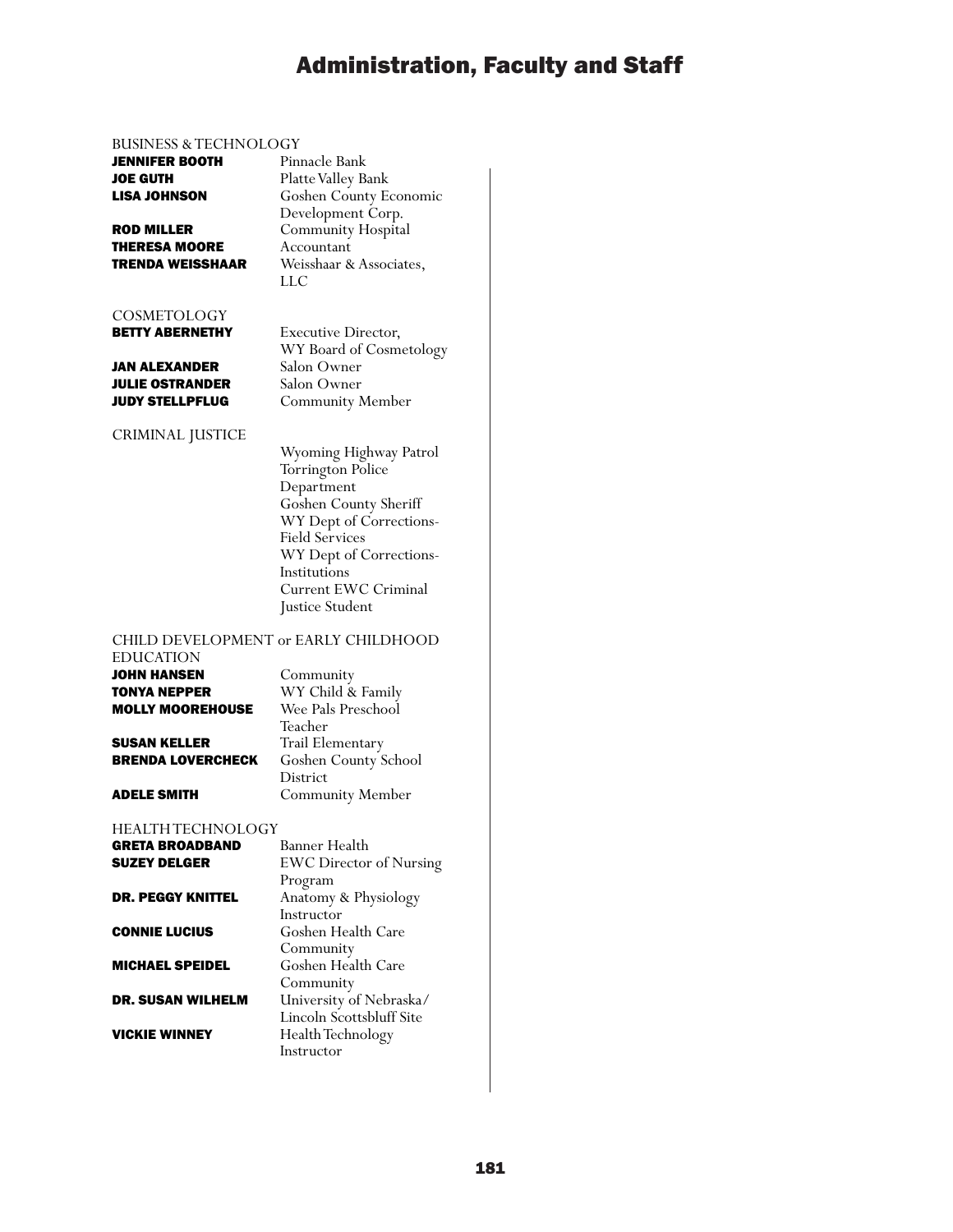# Administration, Faculty and Staff

BUSINESS & TECHNOLOGY

| | |
|---|---|
| **JENNIFER BOOTH** | Pinnacle Bank |
| **JOE GUTH** | Platte Valley Bank |
| **LISA JOHNSON** | Goshen County Economic Development Corp. |
| **ROD MILLER** | Community Hospital |
| **THERESA MOORE** | Accountant |
| **TRENDA WEISSHAAR** | Weisshaar & Associates, LLC |

COSMETOLOGY

| | |
|---|---|
| **BETTY ABERNETHY** | Executive Director, WY Board of Cosmetology |
| **JAN ALEXANDER** | Salon Owner |
| **JULIE OSTRANDER** | Salon Owner |
| **JUDY STELLPFLUG** | Community Member |

CRIMINAL JUSTICE

Wyoming Highway Patrol
Torrington Police Department
Goshen County Sheriff
WY Dept of Corrections-Field Services
WY Dept of Corrections-Institutions
Current EWC Criminal Justice Student

CHILD DEVELOPMENT or EARLY CHILDHOOD EDUCATION

| | |
|---|---|
| **JOHN HANSEN** | Community |
| **TONYA NEPPER** | WY Child & Family |
| **MOLLY MOOREHOUSE** | Wee Pals Preschool Teacher |
| **SUSAN KELLER** | Trail Elementary |
| **BRENDA LOVERCHECK** | Goshen County School District |
| **ADELE SMITH** | Community Member |

HEALTH TECHNOLOGY

| | |
|---|---|
| **GRETA BROADBAND** | Banner Health |
| **SUZEY DELGER** | EWC Director of Nursing Program |
| **DR. PEGGY KNITTEL** | Anatomy & Physiology Instructor |
| **CONNIE LUCIUS** | Goshen Health Care Community |
| **MICHAEL SPEIDEL** | Goshen Health Care Community |
| **DR. SUSAN WILHELM** | University of Nebraska/ Lincoln Scottsbluff Site |
| **VICKIE WINNEY** | Health Technology Instructor |